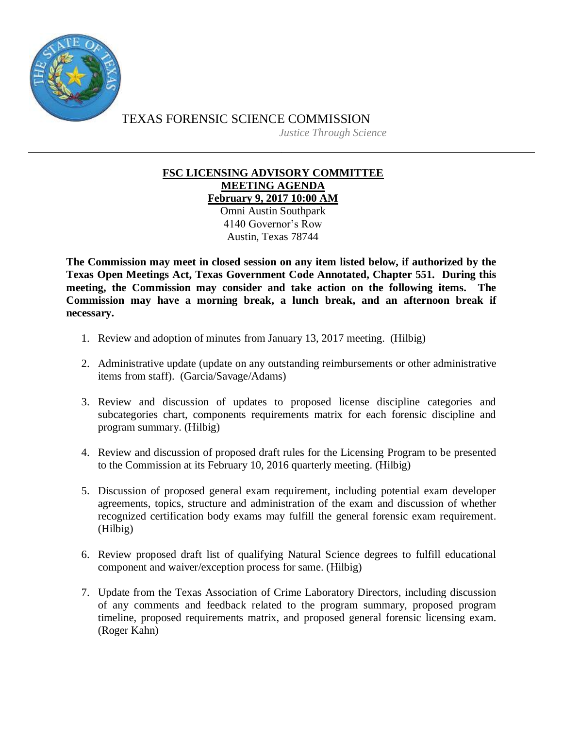TEXAS FORENSIC SCIENCE COMMISSION

*Justice Through Science*

---

**FSC LICENSING ADVISORY COMMITTEE**
**MEETING AGENDA**
**February 9, 2017 10:00 AM**

Omni Austin Southpark
4140 Governor's Row
Austin, Texas 78744

**The Commission may meet in closed session on any item listed below, if authorized by the Texas Open Meetings Act, Texas Government Code Annotated, Chapter 551. During this meeting, the Commission may consider and take action on the following items. The Commission may have a morning break, a lunch break, and an afternoon break if necessary.**

1. Review and adoption of minutes from January 13, 2017 meeting. (Hilbig)

2. Administrative update (update on any outstanding reimbursements or other administrative items from staff). (Garcia/Savage/Adams)

3. Review and discussion of updates to proposed license discipline categories and subcategories chart, components requirements matrix for each forensic discipline and program summary. (Hilbig)

4. Review and discussion of proposed draft rules for the Licensing Program to be presented to the Commission at its February 10, 2016 quarterly meeting. (Hilbig)

5. Discussion of proposed general exam requirement, including potential exam developer agreements, topics, structure and administration of the exam and discussion of whether recognized certification body exams may fulfill the general forensic exam requirement. (Hilbig)

6. Review proposed draft list of qualifying Natural Science degrees to fulfill educational component and waiver/exception process for same. (Hilbig)

7. Update from the Texas Association of Crime Laboratory Directors, including discussion of any comments and feedback related to the program summary, proposed program timeline, proposed requirements matrix, and proposed general forensic licensing exam. (Roger Kahn)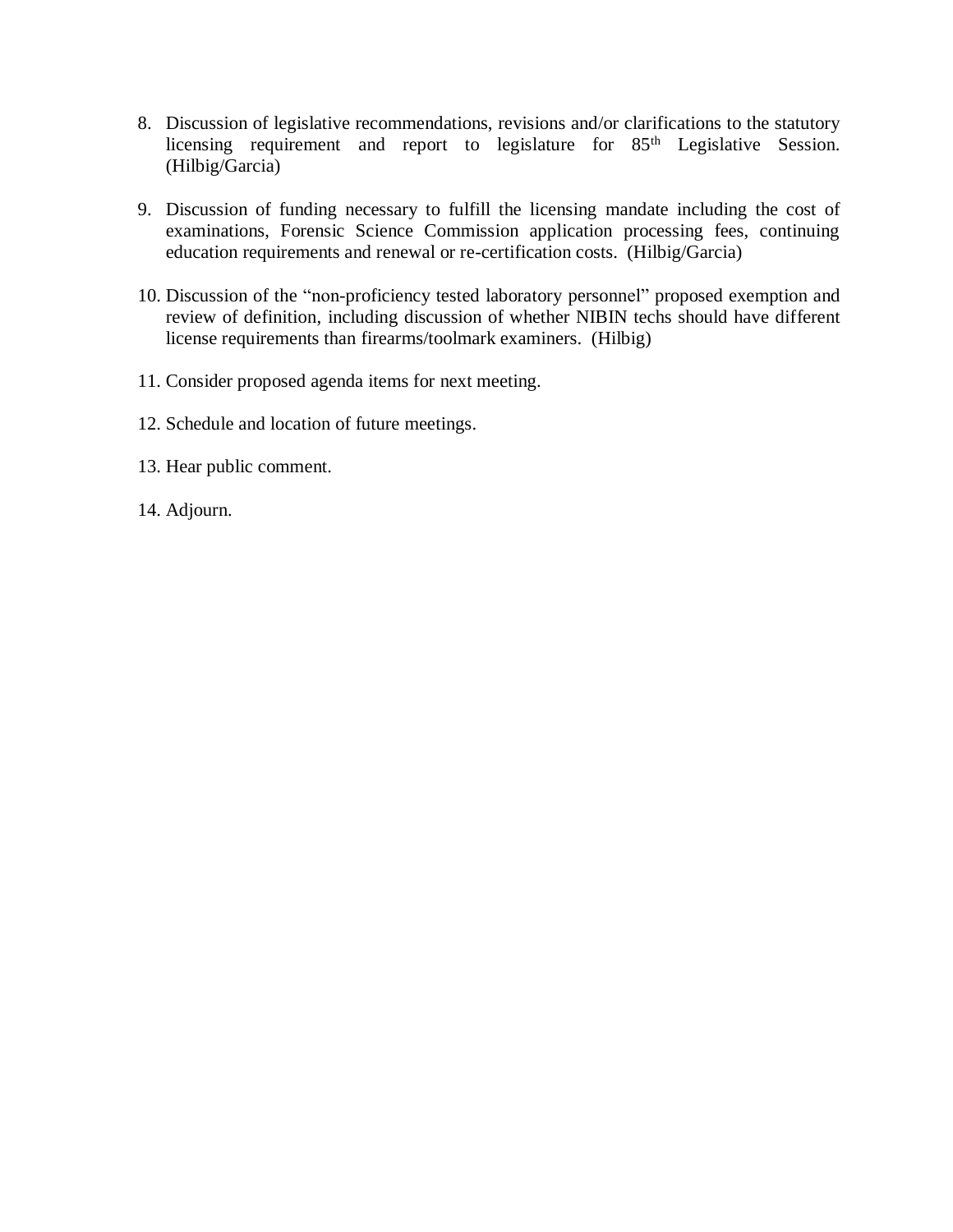8. Discussion of legislative recommendations, revisions and/or clarifications to the statutory licensing requirement and report to legislature for 85th Legislative Session. (Hilbig/Garcia)

9. Discussion of funding necessary to fulfill the licensing mandate including the cost of examinations, Forensic Science Commission application processing fees, continuing education requirements and renewal or re-certification costs. (Hilbig/Garcia)

10. Discussion of the "non-proficiency tested laboratory personnel" proposed exemption and review of definition, including discussion of whether NIBIN techs should have different license requirements than firearms/toolmark examiners. (Hilbig)

11. Consider proposed agenda items for next meeting.

12. Schedule and location of future meetings.

13. Hear public comment.

14. Adjourn.